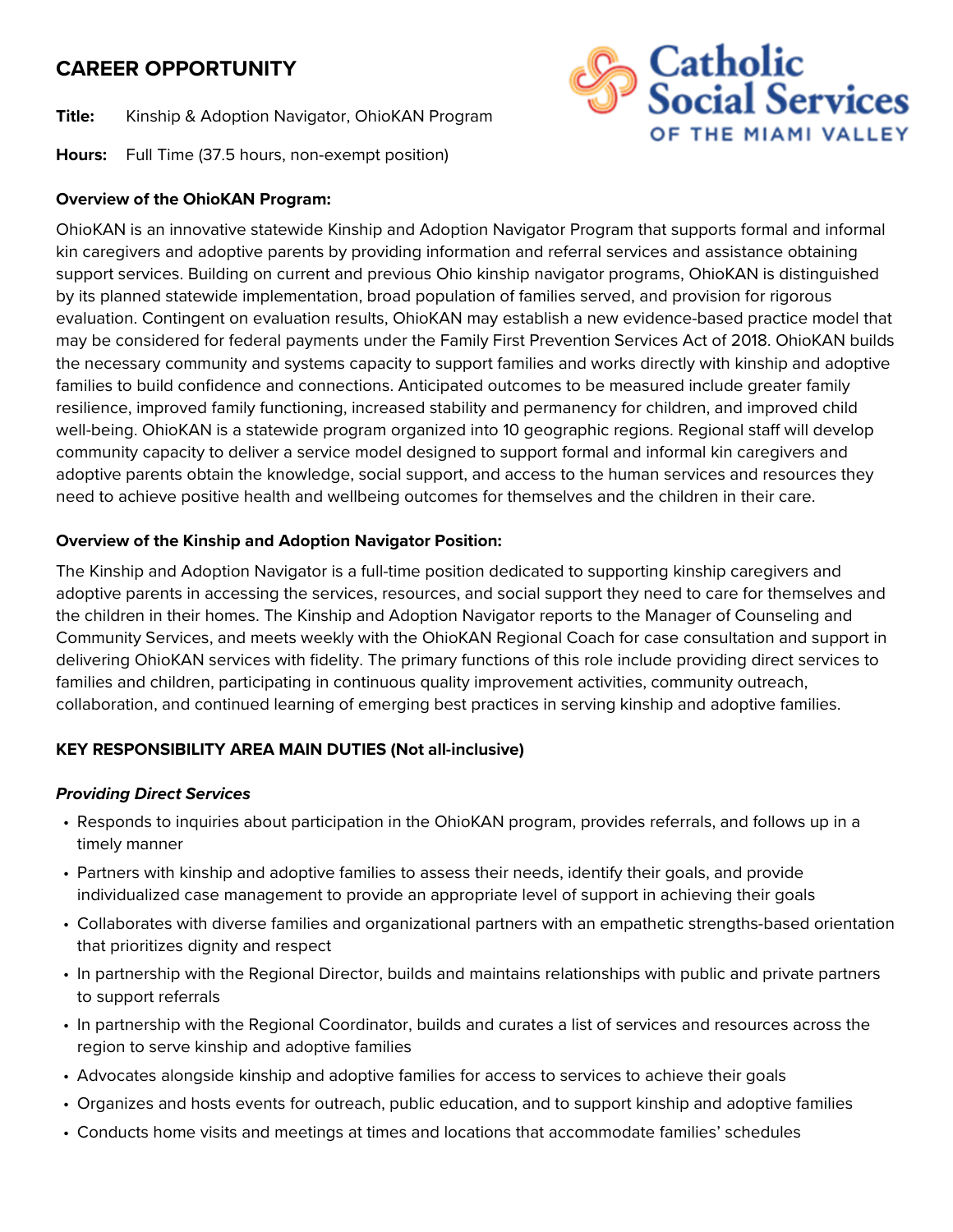# CAREER OPPORTUNITY

Catholic Social Services OF THE MIAMI VALLEY

**Title:** Kinship & Adoption Navigator, OhioKAN Program

**Hours:** Full Time (37.5 hours, non-exempt position)

**Overview of the OhioKAN Program:**

OhioKAN is an innovative statewide Kinship and Adoption Navigator Program that supports formal and informal kin caregivers and adoptive parents by providing information and referral services and assistance obtaining support services. Building on current and previous Ohio kinship navigator programs, OhioKAN is distinguished by its planned statewide implementation, broad population of families served, and provision for rigorous evaluation. Contingent on evaluation results, OhioKAN may establish a new evidence-based practice model that may be considered for federal payments under the Family First Prevention Services Act of 2018. OhioKAN builds the necessary community and systems capacity to support families and works directly with kinship and adoptive families to build confidence and connections. Anticipated outcomes to be measured include greater family resilience, improved family functioning, increased stability and permanency for children, and improved child well-being. OhioKAN is a statewide program organized into 10 geographic regions. Regional staff will develop community capacity to deliver a service model designed to support formal and informal kin caregivers and adoptive parents obtain the knowledge, social support, and access to the human services and resources they need to achieve positive health and wellbeing outcomes for themselves and the children in their care.

**Overview of the Kinship and Adoption Navigator Position:**

The Kinship and Adoption Navigator is a full-time position dedicated to supporting kinship caregivers and adoptive parents in accessing the services, resources, and social support they need to care for themselves and the children in their homes. The Kinship and Adoption Navigator reports to the Manager of Counseling and Community Services, and meets weekly with the OhioKAN Regional Coach for case consultation and support in delivering OhioKAN services with fidelity. The primary functions of this role include providing direct services to families and children, participating in continuous quality improvement activities, community outreach, collaboration, and continued learning of emerging best practices in serving kinship and adoptive families.

**KEY RESPONSIBILITY AREA MAIN DUTIES (Not all-inclusive)**

***Providing Direct Services***

- Responds to inquiries about participation in the OhioKAN program, provides referrals, and follows up in a timely manner
- Partners with kinship and adoptive families to assess their needs, identify their goals, and provide individualized case management to provide an appropriate level of support in achieving their goals
- Collaborates with diverse families and organizational partners with an empathetic strengths-based orientation that prioritizes dignity and respect
- In partnership with the Regional Director, builds and maintains relationships with public and private partners to support referrals
- In partnership with the Regional Coordinator, builds and curates a list of services and resources across the region to serve kinship and adoptive families
- Advocates alongside kinship and adoptive families for access to services to achieve their goals
- Organizes and hosts events for outreach, public education, and to support kinship and adoptive families
- Conducts home visits and meetings at times and locations that accommodate families' schedules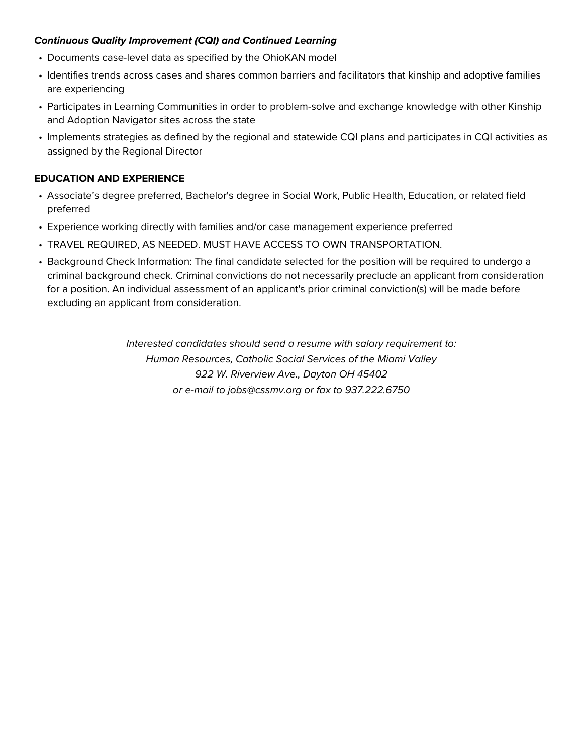***Continuous Quality Improvement (CQI) and Continued Learning***

- Documents case-level data as specified by the OhioKAN model
- Identifies trends across cases and shares common barriers and facilitators that kinship and adoptive families are experiencing
- Participates in Learning Communities in order to problem-solve and exchange knowledge with other Kinship and Adoption Navigator sites across the state
- Implements strategies as defined by the regional and statewide CQI plans and participates in CQI activities as assigned by the Regional Director

**EDUCATION AND EXPERIENCE**

- Associate's degree preferred, Bachelor's degree in Social Work, Public Health, Education, or related field preferred
- Experience working directly with families and/or case management experience preferred
- TRAVEL REQUIRED, AS NEEDED. MUST HAVE ACCESS TO OWN TRANSPORTATION.
- Background Check Information: The final candidate selected for the position will be required to undergo a criminal background check. Criminal convictions do not necessarily preclude an applicant from consideration for a position. An individual assessment of an applicant's prior criminal conviction(s) will be made before excluding an applicant from consideration.

*Interested candidates should send a resume with salary requirement to:*
*Human Resources, Catholic Social Services of the Miami Valley*
*922 W. Riverview Ave., Dayton OH 45402*
*or e-mail to jobs@cssmv.org or fax to 937.222.6750*